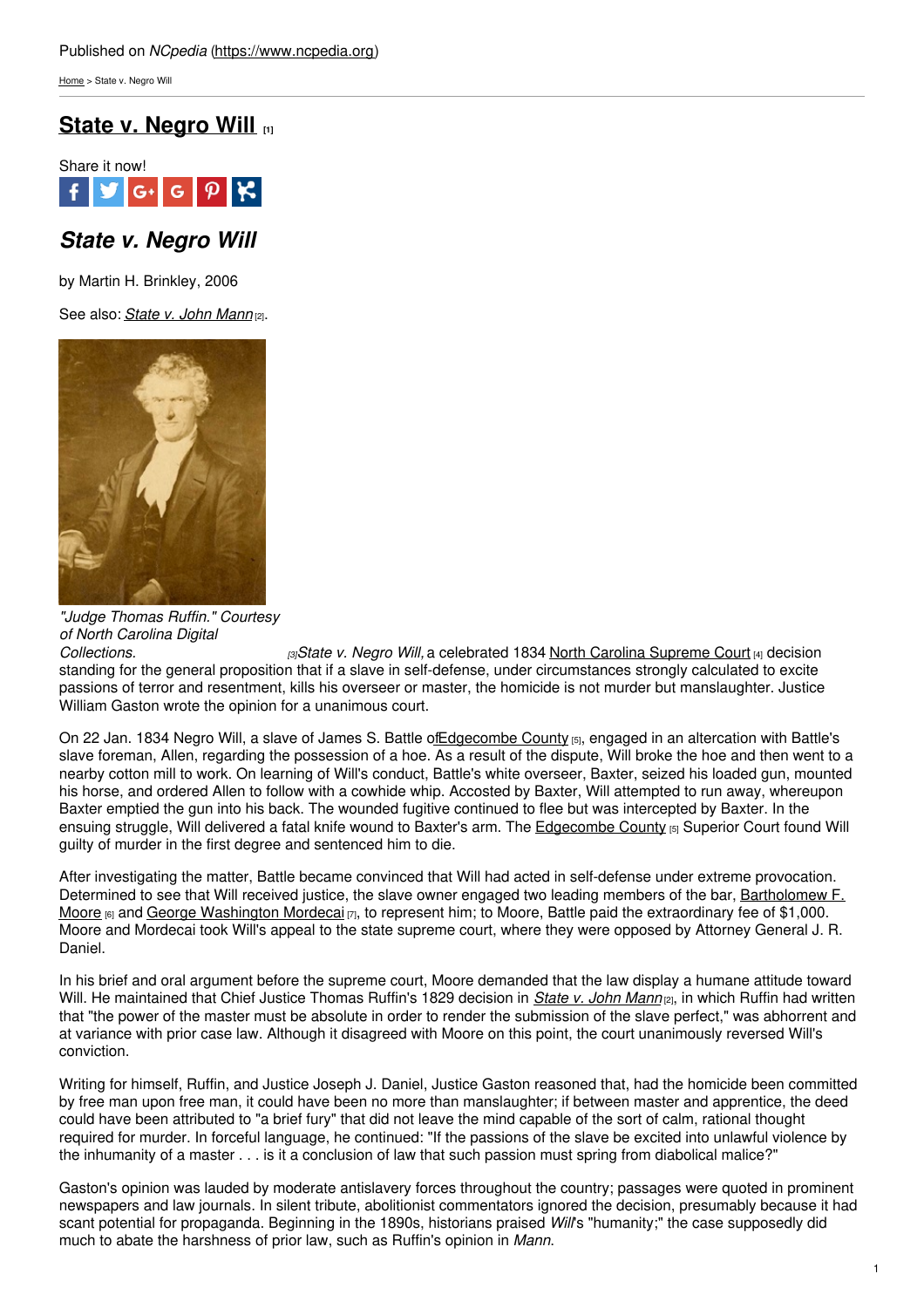Published on *NCpedia* (https://www.ncpedia.org)

Home > State v. Negro Will

# State v. Negro Will [1]

Share it now!

## *State v. Negro Will*

by Martin H. Brinkley, 2006

See also: *State v. John Mann* [2].

*"Judge Thomas Ruffin." Courtesy of North Carolina Digital Collections.* [3]

*State v. Negro Will,* a celebrated 1834 North Carolina Supreme Court [4] decision standing for the general proposition that if a slave in self-defense, under circumstances strongly calculated to excite passions of terror and resentment, kills his overseer or master, the homicide is not murder but manslaughter. Justice William Gaston wrote the opinion for a unanimous court.

On 22 Jan. 1834 Negro Will, a slave of James S. Battle of Edgecombe County [5], engaged in an altercation with Battle's slave foreman, Allen, regarding the possession of a hoe. As a result of the dispute, Will broke the hoe and then went to a nearby cotton mill to work. On learning of Will's conduct, Battle's white overseer, Baxter, seized his loaded gun, mounted his horse, and ordered Allen to follow with a cowhide whip. Accosted by Baxter, Will attempted to run away, whereupon Baxter emptied the gun into his back. The wounded fugitive continued to flee but was intercepted by Baxter. In the ensuing struggle, Will delivered a fatal knife wound to Baxter's arm. The Edgecombe County [5] Superior Court found Will guilty of murder in the first degree and sentenced him to die.

After investigating the matter, Battle became convinced that Will had acted in self-defense under extreme provocation. Determined to see that Will received justice, the slave owner engaged two leading members of the bar, Bartholomew F. Moore [6] and George Washington Mordecai [7], to represent him; to Moore, Battle paid the extraordinary fee of $1,000. Moore and Mordecai took Will's appeal to the state supreme court, where they were opposed by Attorney General J. R. Daniel.

In his brief and oral argument before the supreme court, Moore demanded that the law display a humane attitude toward Will. He maintained that Chief Justice Thomas Ruffin's 1829 decision in *State v. John Mann* [2], in which Ruffin had written that "the power of the master must be absolute in order to render the submission of the slave perfect," was abhorrent and at variance with prior case law. Although it disagreed with Moore on this point, the court unanimously reversed Will's conviction.

Writing for himself, Ruffin, and Justice Joseph J. Daniel, Justice Gaston reasoned that, had the homicide been committed by free man upon free man, it could have been no more than manslaughter; if between master and apprentice, the deed could have been attributed to "a brief fury" that did not leave the mind capable of the sort of calm, rational thought required for murder. In forceful language, he continued: "If the passions of the slave be excited into unlawful violence by the inhumanity of a master . . . is it a conclusion of law that such passion must spring from diabolical malice?"

Gaston's opinion was lauded by moderate antislavery forces throughout the country; passages were quoted in prominent newspapers and law journals. In silent tribute, abolitionist commentators ignored the decision, presumably because it had scant potential for propaganda. Beginning in the 1890s, historians praised *Will*'s "humanity;" the case supposedly did much to abate the harshness of prior law, such as Ruffin's opinion in *Mann.*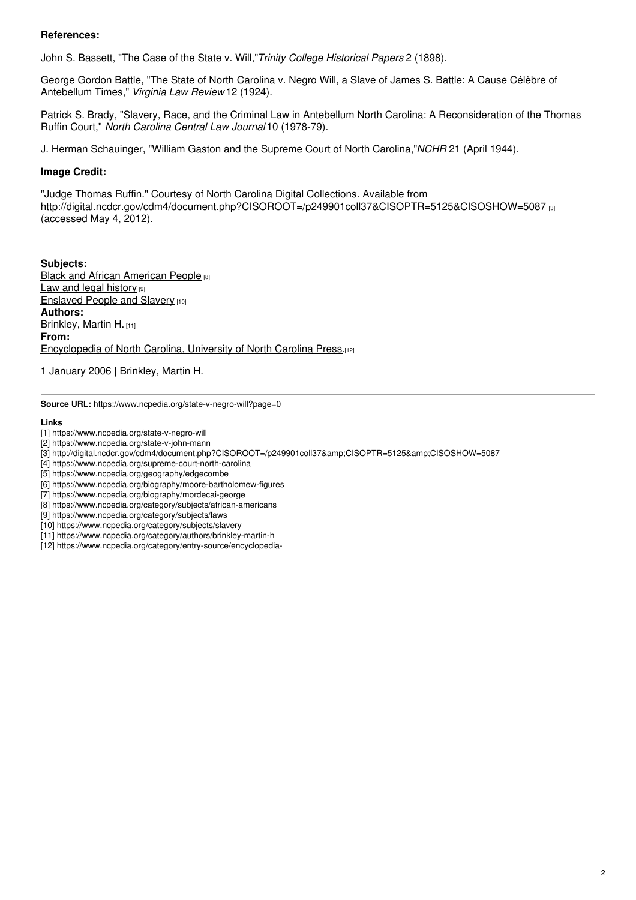**References:**

John S. Bassett, "The Case of the State v. Will,"*Trinity College Historical Papers* 2 (1898).

George Gordon Battle, "The State of North Carolina v. Negro Will, a Slave of James S. Battle: A Cause Célèbre of Antebellum Times," *Virginia Law Review* 12 (1924).

Patrick S. Brady, "Slavery, Race, and the Criminal Law in Antebellum North Carolina: A Reconsideration of the Thomas Ruffin Court," *North Carolina Central Law Journal* 10 (1978-79).

J. Herman Schauinger, "William Gaston and the Supreme Court of North Carolina,"*NCHR* 21 (April 1944).

**Image Credit:**

"Judge Thomas Ruffin." Courtesy of North Carolina Digital Collections. Available from http://digital.ncdcr.gov/cdm4/document.php?CISOROOT=/p249901coll37&CISOPTR=5125&CISOSHOW=5087 [3] (accessed May 4, 2012).

**Subjects:**
Black and African American People [8]
Law and legal history [9]
Enslaved People and Slavery [10]
**Authors:**
Brinkley, Martin H. [11]
**From:**
Encyclopedia of North Carolina, University of North Carolina Press.[12]

1 January 2006 | Brinkley, Martin H.

---

**Source URL:** https://www.ncpedia.org/state-v-negro-will?page=0

**Links**
[1] https://www.ncpedia.org/state-v-negro-will
[2] https://www.ncpedia.org/state-v-john-mann
[3] http://digital.ncdcr.gov/cdm4/document.php?CISOROOT=/p249901coll37&amp;CISOPTR=5125&amp;CISOSHOW=5087
[4] https://www.ncpedia.org/supreme-court-north-carolina
[5] https://www.ncpedia.org/geography/edgecombe
[6] https://www.ncpedia.org/biography/moore-bartholomew-figures
[7] https://www.ncpedia.org/biography/mordecai-george
[8] https://www.ncpedia.org/category/subjects/african-americans
[9] https://www.ncpedia.org/category/subjects/laws
[10] https://www.ncpedia.org/category/subjects/slavery
[11] https://www.ncpedia.org/category/authors/brinkley-martin-h
[12] https://www.ncpedia.org/category/entry-source/encyclopedia-